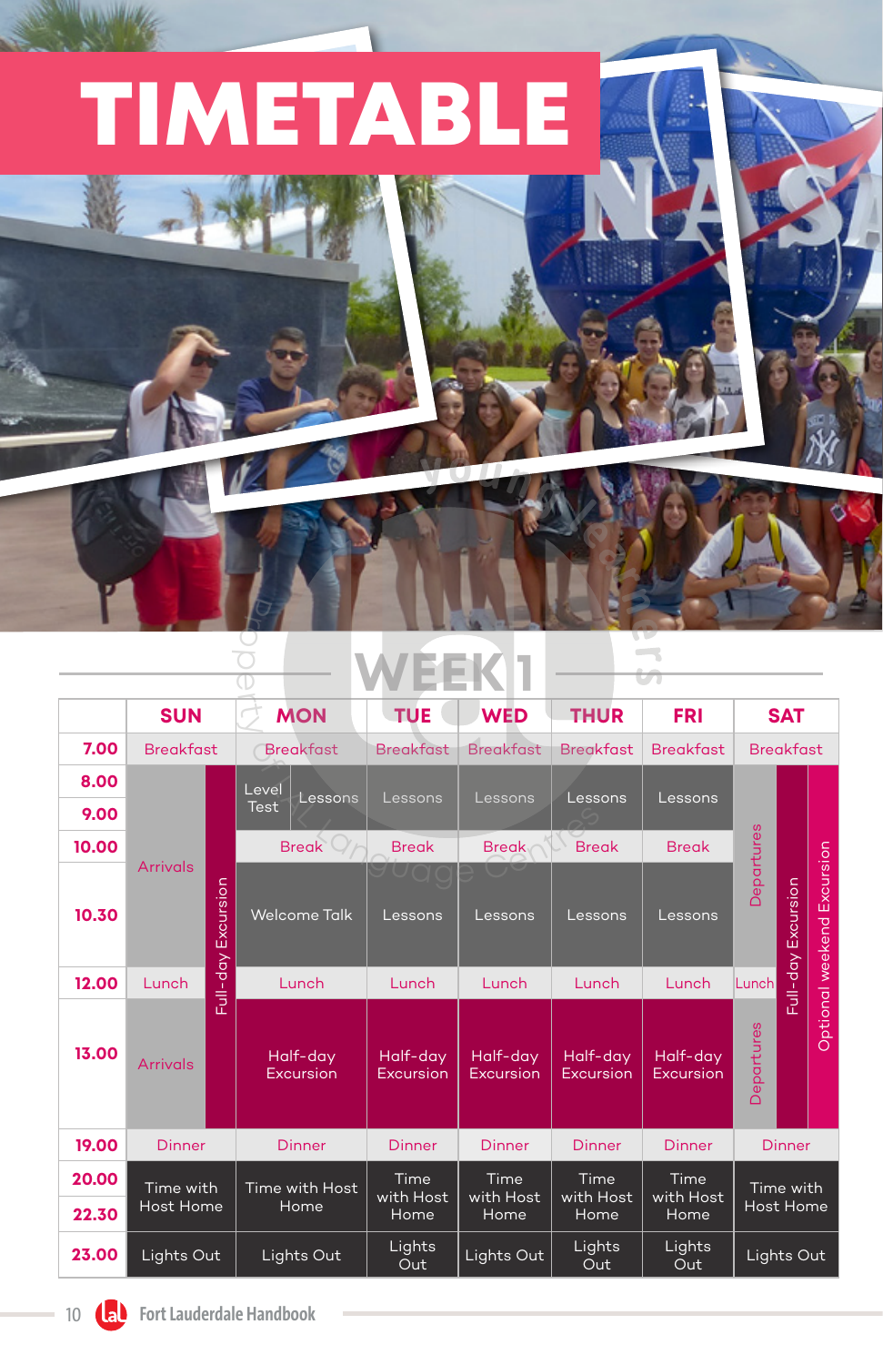# TIMETABLE

## WEEK 1

| | SUN | MON | TUE | WED | THUR | FRI | SAT |
|---|---|---|---|---|---|---|---|
| 7.00 | Breakfast | Breakfast | Breakfast | Breakfast | Breakfast | Breakfast | Breakfast |
| 8.00 | Arrivals / Full-day Excursion | Level Test / Lessons | Lessons | Lessons | Lessons | Lessons | Departures / Full-day Excursion / Optional weekend Excursion |
| 9.00 | | | | | | | |
| 10.00 | | Break | Break | Break | Break | Break | |
| 10.30 | | Welcome Talk | Lessons | Lessons | Lessons | Lessons | |
| 12.00 | Lunch | Lunch | Lunch | Lunch | Lunch | Lunch | Lunch |
| 13.00 | Arrivals | Half-day Excursion | Half-day Excursion | Half-day Excursion | Half-day Excursion | Half-day Excursion | Departures |
| 19.00 | Dinner | Dinner | Dinner | Dinner | Dinner | Dinner | Dinner |
| 20.00 | Time with Host Home | Time with Host Home | Time with Host Home | Time with Host Home | Time with Host Home | Time with Host Home | Time with Host Home |
| 22.30 | | | | | | | |
| 23.00 | Lights Out | Lights Out | Lights Out | Lights Out | Lights Out | Lights Out | Lights Out |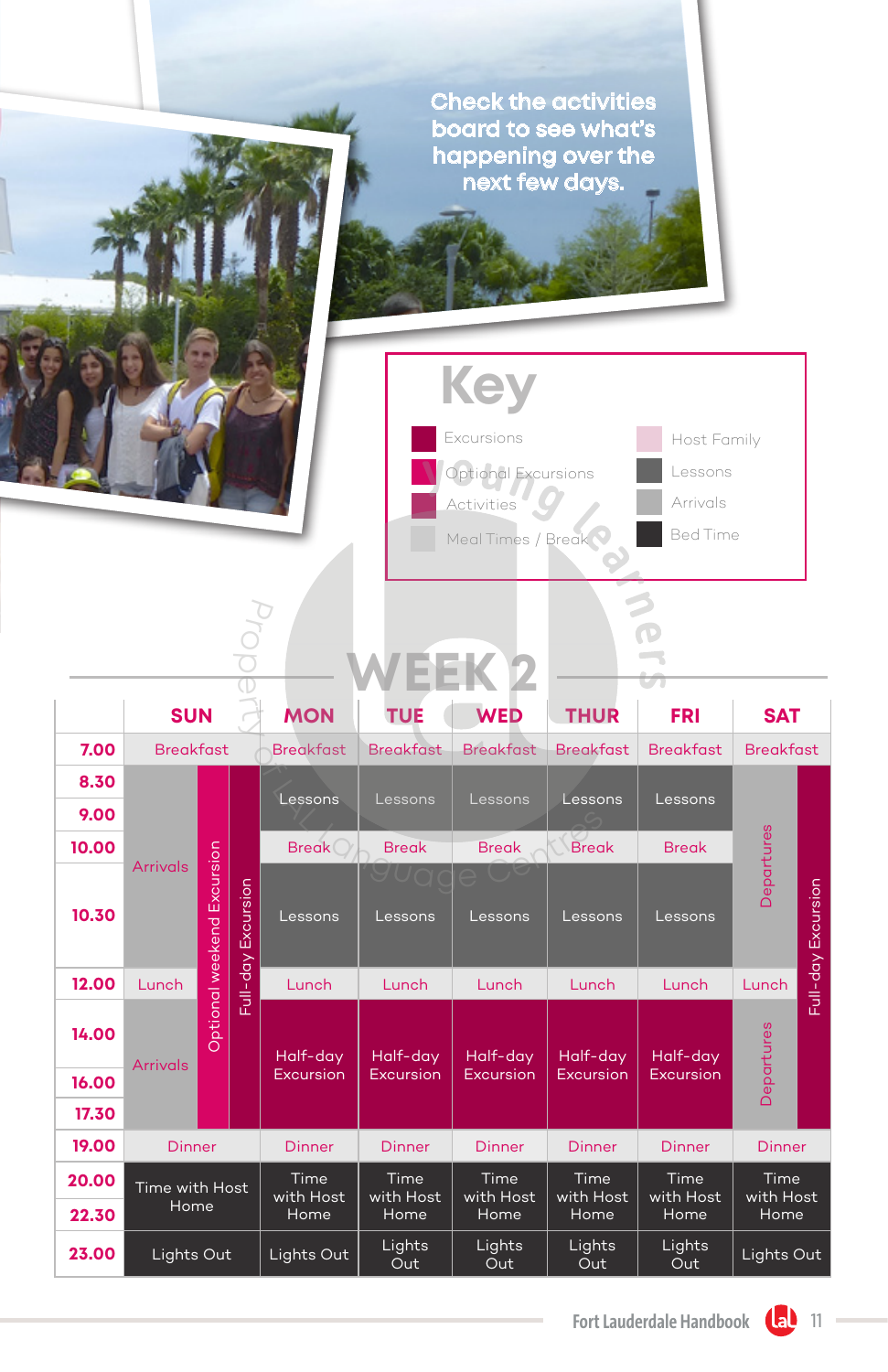Check the activities board to see what's happening over the next few days.

## Key

- Excursions
- Optional Excursions
- Activities
- Meal Times / Break
- Host Family
- Lessons
- Arrivals
- Bed Time

## WEEK 2

| | SUN | | | MON | TUE | WED | THUR | FRI | SAT | |
|---|---|---|---|---|---|---|---|---|---|---|
| 7.00 | Breakfast | | | Breakfast | Breakfast | Breakfast | Breakfast | Breakfast | Breakfast | |
| 8.30 | Arrivals | Optional weekend Excursion | Full-day Excursion | Lessons | Lessons | Lessons | Lessons | Lessons | Departures | Full-day Excursion |
| 9.00 | | | | | | | | | | |
| 10.00 | | | | Break | Break | Break | Break | Break | | |
| 10.30 | | | | Lessons | Lessons | Lessons | Lessons | Lessons | | |
| 12.00 | Lunch | | | Lunch | Lunch | Lunch | Lunch | Lunch | Lunch | |
| 14.00 | Arrivals | | | Half-day Excursion | Half-day Excursion | Half-day Excursion | Half-day Excursion | Half-day Excursion | Departures | |
| 16.00 | | | | | | | | | | |
| 17.30 | | | | | | | | | | |
| 19.00 | Dinner | | | Dinner | Dinner | Dinner | Dinner | Dinner | Dinner | |
| 20.00 | Time with Host Home | | | Time with Host Home | Time with Host Home | Time with Host Home | Time with Host Home | Time with Host Home | Time with Host Home | |
| 22.30 | | | | | | | | | | |
| 23.00 | Lights Out | | | Lights Out | Lights Out | Lights Out | Lights Out | Lights Out | Lights Out | |

Fort Lauderdale Handbook